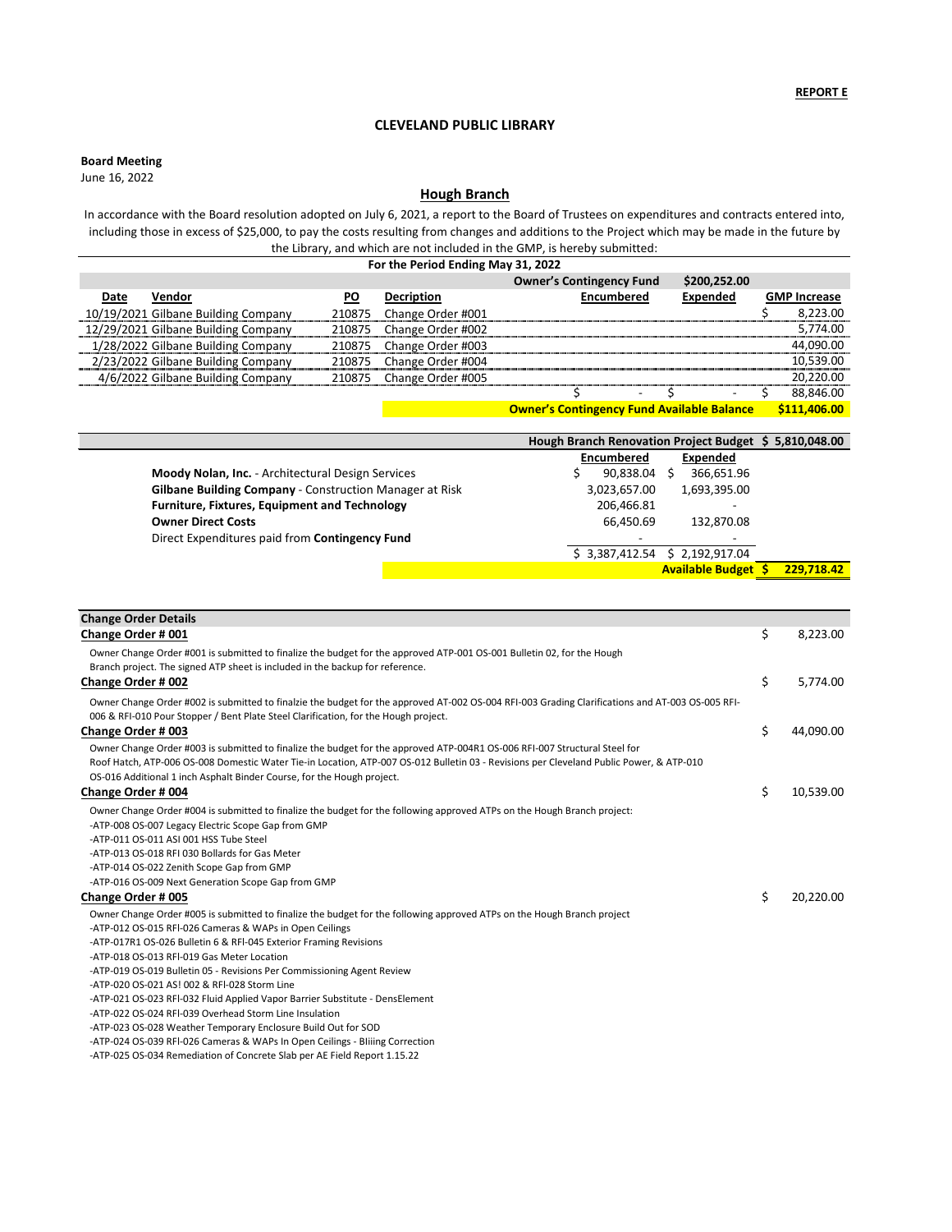**REPORT E**

# CLEVELAND PUBLIC LIBRARY

**Board Meeting**
June 16, 2022

## Hough Branch

In accordance with the Board resolution adopted on July 6, 2021, a report to the Board of Trustees on expenditures and contracts entered into, including those in excess of $25,000, to pay the costs resulting from changes and additions to the Project which may be made in the future by the Library, and which are not included in the GMP, is hereby submitted:

**For the Period Ending May 31, 2022**

| | | | | **Owner's Contingency Fund** | **$200,252.00** | |
|---|---|---|---|---|---|---|
| **Date** | **Vendor** | **PO** | **Decription** | **Encumbered** | **Expended** | **GMP Increase** |
| 10/19/2021 | Gilbane Building Company | 210875 | Change Order #001 | | | $ 8,223.00 |
| 12/29/2021 | Gilbane Building Company | 210875 | Change Order #002 | | | 5,774.00 |
| 1/28/2022 | Gilbane Building Company | 210875 | Change Order #003 | | | 44,090.00 |
| 2/23/2022 | Gilbane Building Company | 210875 | Change Order #004 | | | 10,539.00 |
| 4/6/2022 | Gilbane Building Company | 210875 | Change Order #005 | | | 20,220.00 |
| | | | | $ - | $ - | $ 88,846.00 |
| | | | | **Owner's Contingency Fund Available Balance** | | **$111,406.00** |

| | **Hough Branch Renovation Project Budget** | | **$ 5,810,048.00** |
|---|---|---|---|
| | **Encumbered** | **Expended** | |
| **Moody Nolan, Inc.** - Architectural Design Services | $ 90,838.04 | $ 366,651.96 | |
| **Gilbane Building Company** - Construction Manager at Risk | 3,023,657.00 | 1,693,395.00 | |
| **Furniture, Fixtures, Equipment and Technology** | 206,466.81 | - | |
| **Owner Direct Costs** | 66,450.69 | 132,870.08 | |
| Direct Expenditures paid from **Contingency Fund** | - | - | |
| | $ 3,387,412.54 | $ 2,192,917.04 | |
| | | **Available Budget** | **$ 229,718.42** |

**Change Order Details**

**Change Order # 001** — $ 8,223.00

Owner Change Order #001 is submitted to finalize the budget for the approved ATP-001 OS-001 Bulletin 02, for the Hough Branch project. The signed ATP sheet is included in the backup for reference.

**Change Order # 002** — $ 5,774.00

Owner Change Order #002 is submitted to finalzie the budget for the approved AT-002 OS-004 RFI-003 Grading Clarifications and AT-003 OS-005 RFI-006 & RFI-010 Pour Stopper / Bent Plate Steel Clarification, for the Hough project.

**Change Order # 003** — $ 44,090.00

Owner Change Order #003 is submitted to finalize the budget for the approved ATP-004R1 OS-006 RFI-007 Structural Steel for Roof Hatch, ATP-006 OS-008 Domestic Water Tie-in Location, ATP-007 OS-012 Bulletin 03 - Revisions per Cleveland Public Power, & ATP-010 OS-016 Additional 1 inch Asphalt Binder Course, for the Hough project.

**Change Order # 004** — $ 10,539.00

Owner Change Order #004 is submitted to finalize the budget for the following approved ATPs on the Hough Branch project:
- -ATP-008 OS-007 Legacy Electric Scope Gap from GMP
- -ATP-011 OS-011 ASI 001 HSS Tube Steel
- -ATP-013 OS-018 RFI 030 Bollards for Gas Meter
- -ATP-014 OS-022 Zenith Scope Gap from GMP
- -ATP-016 OS-009 Next Generation Scope Gap from GMP

**Change Order # 005** — $ 20,220.00

Owner Change Order #005 is submitted to finalize the budget for the following approved ATPs on the Hough Branch project
- -ATP-012 OS-015 RFI-026 Cameras & WAPs in Open Ceilings
- -ATP-017R1 OS-026 Bulletin 6 & RFI-045 Exterior Framing Revisions
- -ATP-018 OS-013 RFI-019 Gas Meter Location
- -ATP-019 OS-019 Bulletin 05 - Revisions Per Commissioning Agent Review
- -ATP-020 OS-021 AS! 002 & RFI-028 Storm Line
- -ATP-021 OS-023 RFI-032 Fluid Applied Vapor Barrier Substitute - DensElement
- -ATP-022 OS-024 RFI-039 Overhead Storm Line Insulation
- -ATP-023 OS-028 Weather Temporary Enclosure Build Out for SOD
- -ATP-024 OS-039 RFI-026 Cameras & WAPs In Open Ceilings - Bliiing Correction
- -ATP-025 OS-034 Remediation of Concrete Slab per AE Field Report 1.15.22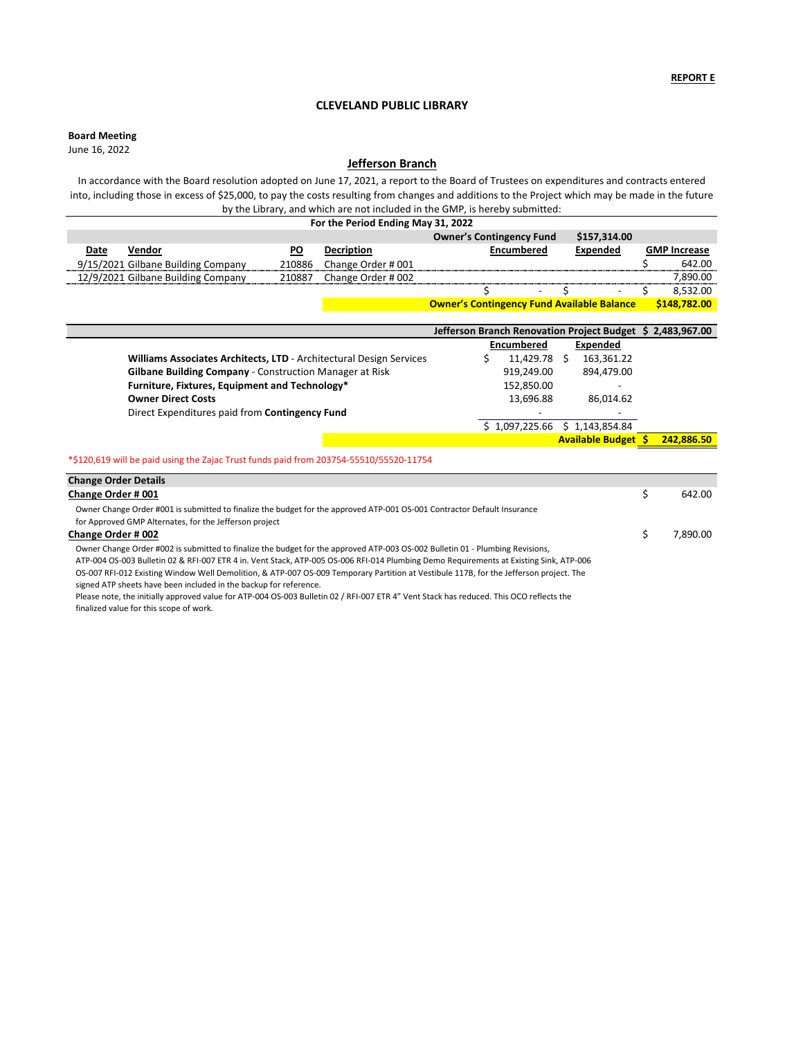**REPORT E**

**CLEVELAND PUBLIC LIBRARY**

**Board Meeting**
June 16, 2022

**Jefferson Branch**

In accordance with the Board resolution adopted on June 17, 2021, a report to the Board of Trustees on expenditures and contracts entered into, including those in excess of $25,000, to pay the costs resulting from changes and additions to the Project which may be made in the future by the Library, and which are not included in the GMP, is hereby submitted:

**For the Period Ending May 31, 2022**

| | | | | **Owner's Contingency Fund** | **$157,314.00** | |
|---|---|---|---|---|---|---|
| **Date** | **Vendor** | **PO** | **Decription** | **Encumbered** | **Expended** | **GMP Increase** |
| 9/15/2021 | Gilbane Building Company | 210886 | Change Order # 001 | | | $ 642.00 |
| 12/9/2021 | Gilbane Building Company | 210887 | Change Order # 002 | | | 7,890.00 |
| | | | | $ - | $ - | $ 8,532.00 |
| | | | | **Owner's Contingency Fund Available Balance** | | **$148,782.00** |

| **Jefferson Branch Renovation Project Budget** | | | **$ 2,483,967.00** |
|---|---|---|---|
| | **Encumbered** | **Expended** | |
| **Williams Associates Architects, LTD** - Architectural Design Services | $ 11,429.78 | $ 163,361.22 | |
| **Gilbane Building Company** - Construction Manager at Risk | 919,249.00 | 894,479.00 | |
| **Furniture, Fixtures, Equipment and Technology*** | 152,850.00 | - | |
| **Owner Direct Costs** | 13,696.88 | 86,014.62 | |
| Direct Expenditures paid from **Contingency Fund** | - | - | |
| | $ 1,097,225.66 | $ 1,143,854.84 | |
| | | **Available Budget** | **$ 242,886.50** |

*$120,619 will be paid using the Zajac Trust funds paid from 203754-55510/55520-11754

**Change Order Details**

**Change Order # 001** — $ 642.00

Owner Change Order #001 is submitted to finalize the budget for the approved ATP-001 OS-001 Contractor Default Insurance for Approved GMP Alternates, for the Jefferson project

**Change Order # 002** — $ 7,890.00

Owner Change Order #002 is submitted to finalize the budget for the approved ATP-003 OS-002 Bulletin 01 - Plumbing Revisions, ATP-004 OS-003 Bulletin 02 & RFI-007 ETR 4 in. Vent Stack, ATP-005 OS-006 RFI-014 Plumbing Demo Requirements at Existing Sink, ATP-006 OS-007 RFI-012 Existing Window Well Demolition, & ATP-007 OS-009 Temporary Partition at Vestibule 117B, for the Jefferson project. The signed ATP sheets have been included in the backup for reference.
Please note, the initially approved value for ATP-004 OS-003 Bulletin 02 / RFI-007 ETR 4" Vent Stack has reduced. This OCO reflects the finalized value for this scope of work.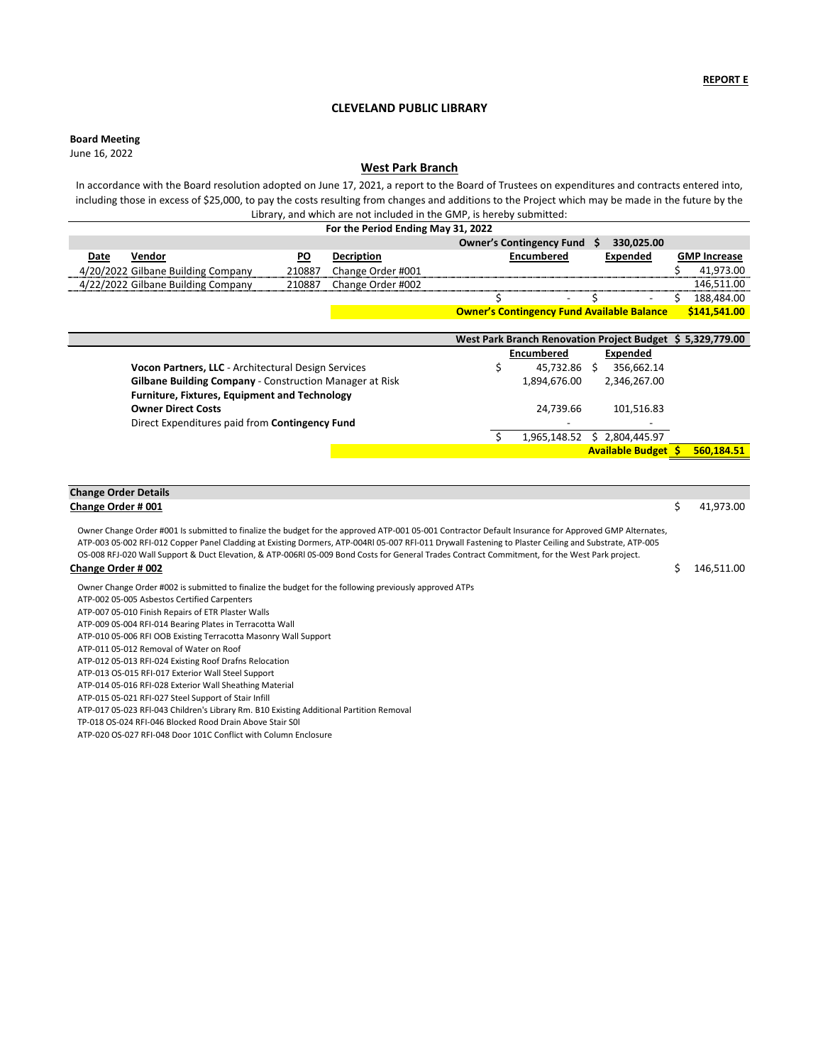**REPORT E**

## CLEVELAND PUBLIC LIBRARY

**Board Meeting**
June 16, 2022

### West Park Branch

In accordance with the Board resolution adopted on June 17, 2021, a report to the Board of Trustees on expenditures and contracts entered into, including those in excess of $25,000, to pay the costs resulting from changes and additions to the Project which may be made in the future by the Library, and which are not included in the GMP, is hereby submitted:

**For the Period Ending May 31, 2022**

| Date | Vendor | PO | Decription | Encumbered | Expended | GMP Increase |
|---|---|---|---|---|---|---|
| | | | | **Owner's Contingency Fund** | **$ 330,025.00** | |
| 4/20/2022 | Gilbane Building Company | 210887 | Change Order #001 | | | $ 41,973.00 |
| 4/22/2022 | Gilbane Building Company | 210887 | Change Order #002 | | | 146,511.00 |
| | | | | $ - | $ - | $ 188,484.00 |
| | | | | **Owner's Contingency Fund Available Balance** | | **$141,541.00** |

| | Encumbered | Expended |
|---|---|---|
| **West Park Branch Renovation Project Budget** | | **$ 5,329,779.00** |
| **Vocon Partners, LLC** - Architectural Design Services | $ 45,732.86 | $ 356,662.14 |
| **Gilbane Building Company** - Construction Manager at Risk | 1,894,676.00 | 2,346,267.00 |
| **Furniture, Fixtures, Equipment and Technology** | | |
| **Owner Direct Costs** | 24,739.66 | 101,516.83 |
| Direct Expenditures paid from **Contingency Fund** | - | - |
| | $ 1,965,148.52 | $ 2,804,445.97 |
| | **Available Budget** | **$ 560,184.51** |

**Change Order Details**

**Change Order # 001** — $ 41,973.00

Owner Change Order #001 Is submitted to finalize the budget for the approved ATP-001 05-001 Contractor Default Insurance for Approved GMP Alternates, ATP-003 05-002 RFI-012 Copper Panel Cladding at Existing Dormers, ATP-004Rl 05-007 RFI-011 Drywall Fastening to Plaster Ceiling and Substrate, ATP-005 OS-008 RFJ-020 Wall Support & Duct Elevation, & ATP-006Rl 0S-009 Bond Costs for General Trades Contract Commitment, for the West Park project.

**Change Order # 002** — $ 146,511.00

Owner Change Order #002 is submitted to finalize the budget for the following previously approved ATPs

ATP-002 05-005 Asbestos Certified Carpenters
ATP-007 05-010 Finish Repairs of ETR Plaster Walls
ATP-009 0S-004 RFI-014 Bearing Plates in Terracotta Wall
ATP-010 05-006 RFI OOB Existing Terracotta Masonry Wall Support
ATP-011 05-012 Removal of Water on Roof
ATP-012 05-013 RFI-024 Existing Roof Drafns Relocation
ATP-013 OS-015 RFI-017 Exterior Wall Steel Support
ATP-014 05-016 RFI-028 Exterior Wall Sheathing Material
ATP-015 05-021 RFI-027 Steel Support of Stair Infill
ATP-017 05-023 RFI-043 Children's Library Rm. B10 Existing Additional Partition Removal
TP-018 OS-024 RFI-046 Blocked Rood Drain Above Stair S0l
ATP-020 OS-027 RFI-048 Door 101C Conflict with Column Enclosure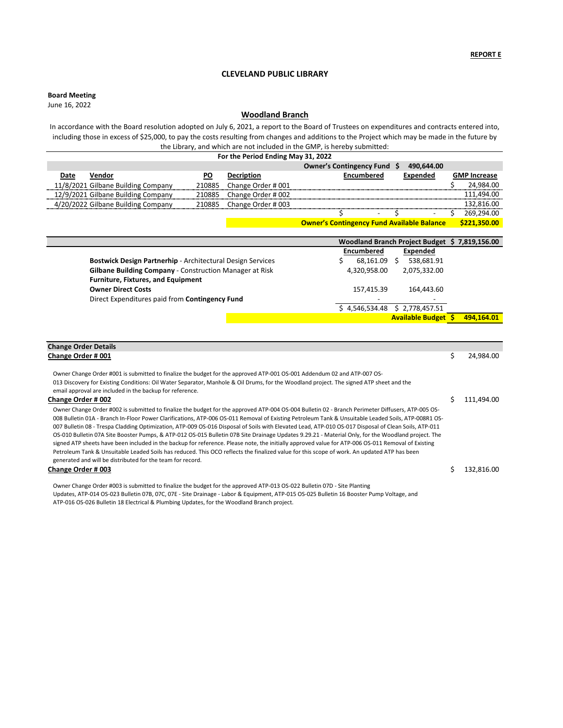**REPORT E**

## CLEVELAND PUBLIC LIBRARY

**Board Meeting**
June 16, 2022

### Woodland Branch

In accordance with the Board resolution adopted on July 6, 2021, a report to the Board of Trustees on expenditures and contracts entered into, including those in excess of $25,000, to pay the costs resulting from changes and additions to the Project which may be made in the future by the Library, and which are not included in the GMP, is hereby submitted:

**For the Period Ending May 31, 2022**

| | | | | **Owner's Contingency Fund $** | **490,644.00** | |
|---|---|---|---|---|---|---|
| **Date** | **Vendor** | **PO** | **Decription** | **Encumbered** | **Expended** | **GMP Increase** |
| 11/8/2021 | Gilbane Building Company | 210885 | Change Order # 001 | | | $ 24,984.00 |
| 12/9/2021 | Gilbane Building Company | 210885 | Change Order # 002 | | | 111,494.00 |
| 4/20/2022 | Gilbane Building Company | 210885 | Change Order # 003 | | | 132,816.00 |
| | | | | $ - | $ - | $ 269,294.00 |
| | | | | **Owner's Contingency Fund Available Balance** | | **$221,350.00** |

| | **Woodland Branch Project Budget** | **$ 7,819,156.00** |
|---|---|---|
| | **Encumbered** | **Expended** |
| **Bostwick Design Partnerhip** - Architectural Design Services | $ 68,161.09 | $ 538,681.91 |
| **Gilbane Building Company** - Construction Manager at Risk | 4,320,958.00 | 2,075,332.00 |
| **Furniture, Fixtures, and Equipment** | | |
| **Owner Direct Costs** | 157,415.39 | 164,443.60 |
| Direct Expenditures paid from **Contingency Fund** | - | - |
| | $ 4,546,534.48 | $ 2,778,457.51 |
| | **Available Budget** | **$ 494,164.01** |

**Change Order Details**

**Change Order # 001** — $ 24,984.00

Owner Change Order #001 is submitted to finalize the budget for the approved ATP-001 OS-001 Addendum 02 and ATP-007 OS-013 Discovery for Existing Conditions: Oil Water Separator, Manhole & Oil Drums, for the Woodland project. The signed ATP sheet and the email approval are included in the backup for reference.

**Change Order # 002** — $ 111,494.00

Owner Change Order #002 is submitted to finalize the budget for the approved ATP-004 OS-004 Bulletin 02 - Branch Perimeter Diffusers, ATP-005 OS-008 Bulletin 01A - Branch In-Floor Power Clarifications, ATP-006 OS-011 Removal of Existing Petroleum Tank & Unsuitable Leaded Soils, ATP-008R1 OS-007 Bulletin 08 - Trespa Cladding Optimization, ATP-009 OS-016 Disposal of Soils with Elevated Lead, ATP-010 OS-017 Disposal of Clean Soils, ATP-011 OS-010 Bulletin 07A Site Booster Pumps, & ATP-012 OS-015 Bulletin 07B Site Drainage Updates 9.29.21 - Material Only, for the Woodland project. The signed ATP sheets have been included in the backup for reference. Please note, the initially approved value for ATP-006 OS-011 Removal of Existing Petroleum Tank & Unsuitable Leaded Soils has reduced. This OCO reflects the finalized value for this scope of work. An updated ATP has been generated and will be distributed for the team for record.

**Change Order # 003** — $ 132,816.00

Owner Change Order #003 is submitted to finalize the budget for the approved ATP-013 OS-022 Bulletin 07D - Site Planting Updates, ATP-014 OS-023 Bulletin 07B, 07C, 07E - Site Drainage - Labor & Equipment, ATP-015 OS-025 Bulletin 16 Booster Pump Voltage, and ATP-016 OS-026 Bulletin 18 Electrical & Plumbing Updates, for the Woodland Branch project.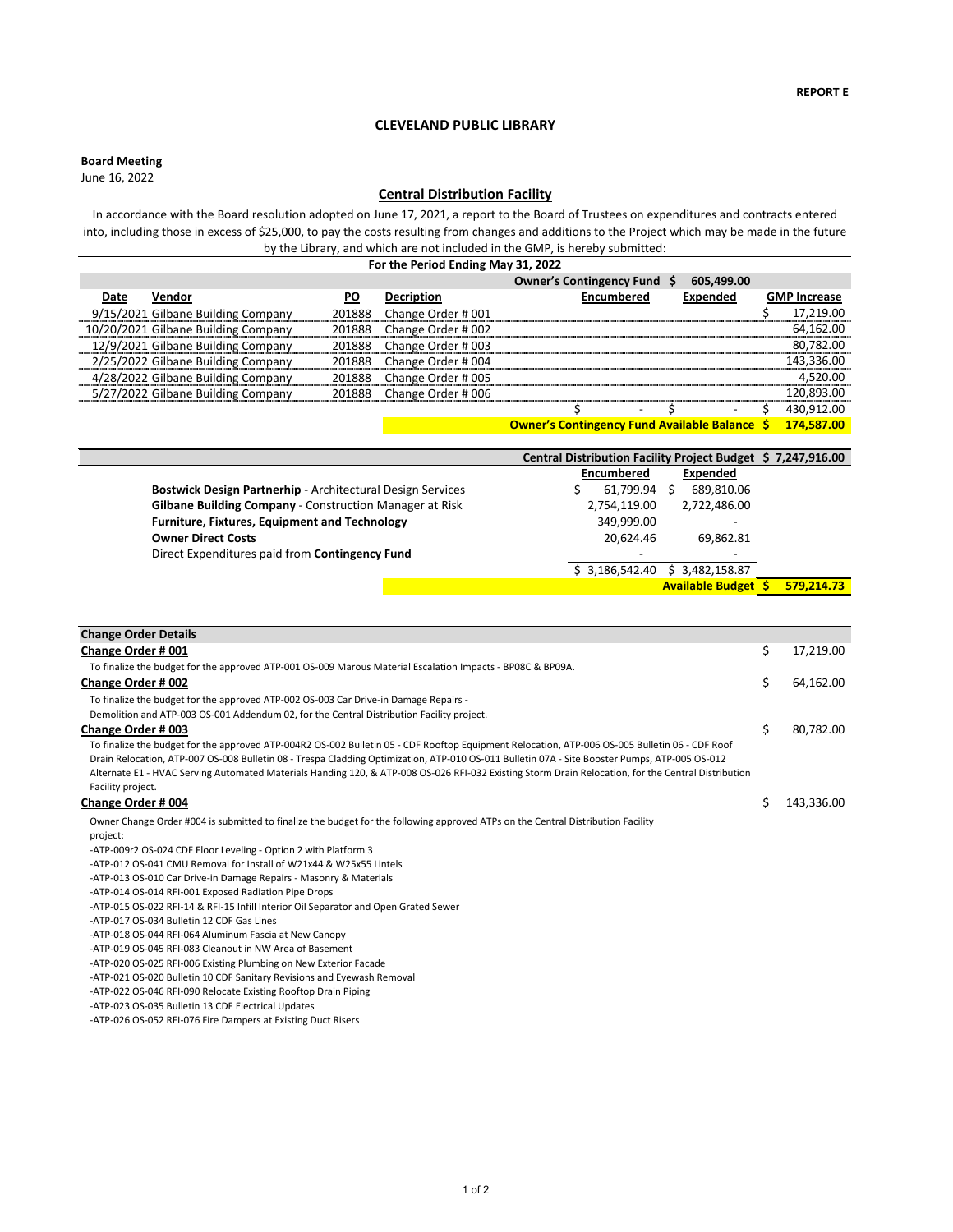**REPORT E**

## CLEVELAND PUBLIC LIBRARY

**Board Meeting**
June 16, 2022

### Central Distribution Facility

In accordance with the Board resolution adopted on June 17, 2021, a report to the Board of Trustees on expenditures and contracts entered into, including those in excess of $25,000, to pay the costs resulting from changes and additions to the Project which may be made in the future by the Library, and which are not included in the GMP, is hereby submitted:

**For the Period Ending May 31, 2022**

| | | | | **Owner's Contingency Fund $** | **605,499.00** | |
|---|---|---|---|---|---|---|
| **Date** | **Vendor** | **PO** | **Decription** | **Encumbered** | **Expended** | **GMP Increase** |
| 9/15/2021 | Gilbane Building Company | 201888 | Change Order # 001 | | | $ 17,219.00 |
| 10/20/2021 | Gilbane Building Company | 201888 | Change Order # 002 | | | 64,162.00 |
| 12/9/2021 | Gilbane Building Company | 201888 | Change Order # 003 | | | 80,782.00 |
| 2/25/2022 | Gilbane Building Company | 201888 | Change Order # 004 | | | 143,336.00 |
| 4/28/2022 | Gilbane Building Company | 201888 | Change Order # 005 | | | 4,520.00 |
| 5/27/2022 | Gilbane Building Company | 201888 | Change Order # 006 | | | 120,893.00 |
| | | | | $ - | $ - | $ 430,912.00 |
| | | | | **Owner's Contingency Fund Available Balance** | | **$ 174,587.00** |

| | **Encumbered** | **Expended** |
|---|---|---|
| **Central Distribution Facility Project Budget** | | **$ 7,247,916.00** |
| **Bostwick Design Partnerhip** - Architectural Design Services | $ 61,799.94 | $ 689,810.06 |
| **Gilbane Building Company** - Construction Manager at Risk | 2,754,119.00 | 2,722,486.00 |
| **Furniture, Fixtures, Equipment and Technology** | 349,999.00 | - |
| **Owner Direct Costs** | 20,624.46 | 69,862.81 |
| Direct Expenditures paid from **Contingency Fund** | - | - |
| | $ 3,186,542.40 | $ 3,482,158.87 |
| | **Available Budget** | **$ 579,214.73** |

**Change Order Details**

| | |
|---|---|
| **Change Order # 001** | $ 17,219.00 |
| To finalize the budget for the approved ATP-001 OS-009 Marous Material Escalation Impacts - BP08C & BP09A. | |
| **Change Order # 002** | $ 64,162.00 |
| To finalize the budget for the approved ATP-002 OS-003 Car Drive-in Damage Repairs - Demolition and ATP-003 OS-001 Addendum 02, for the Central Distribution Facility project. | |
| **Change Order # 003** | $ 80,782.00 |
| To finalize the budget for the approved ATP-004R2 OS-002 Bulletin 05 - CDF Rooftop Equipment Relocation, ATP-006 OS-005 Bulletin 06 - CDF Roof Drain Relocation, ATP-007 OS-008 Bulletin 08 - Trespa Cladding Optimization, ATP-010 OS-011 Bulletin 07A - Site Booster Pumps, ATP-005 OS-012 Alternate E1 - HVAC Serving Automated Materials Handing 120, & ATP-008 OS-026 RFI-032 Existing Storm Drain Relocation, for the Central Distribution Facility project. | |
| **Change Order # 004** | $ 143,336.00 |

Owner Change Order #004 is submitted to finalize the budget for the following approved ATPs on the Central Distribution Facility project:

- -ATP-009r2 OS-024 CDF Floor Leveling - Option 2 with Platform 3
- -ATP-012 OS-041 CMU Removal for Install of W21x44 & W25x55 Lintels
- -ATP-013 OS-010 Car Drive-in Damage Repairs - Masonry & Materials
- -ATP-014 OS-014 RFI-001 Exposed Radiation Pipe Drops
- -ATP-015 OS-022 RFI-14 & RFI-15 Infill Interior Oil Separator and Open Grated Sewer
- -ATP-017 OS-034 Bulletin 12 CDF Gas Lines
- -ATP-018 OS-044 RFI-064 Aluminum Fascia at New Canopy
- -ATP-019 OS-045 RFI-083 Cleanout in NW Area of Basement
- -ATP-020 OS-025 RFI-006 Existing Plumbing on New Exterior Facade
- -ATP-021 OS-020 Bulletin 10 CDF Sanitary Revisions and Eyewash Removal
- -ATP-022 OS-046 RFI-090 Relocate Existing Rooftop Drain Piping
- -ATP-023 OS-035 Bulletin 13 CDF Electrical Updates
- -ATP-026 OS-052 RFI-076 Fire Dampers at Existing Duct Risers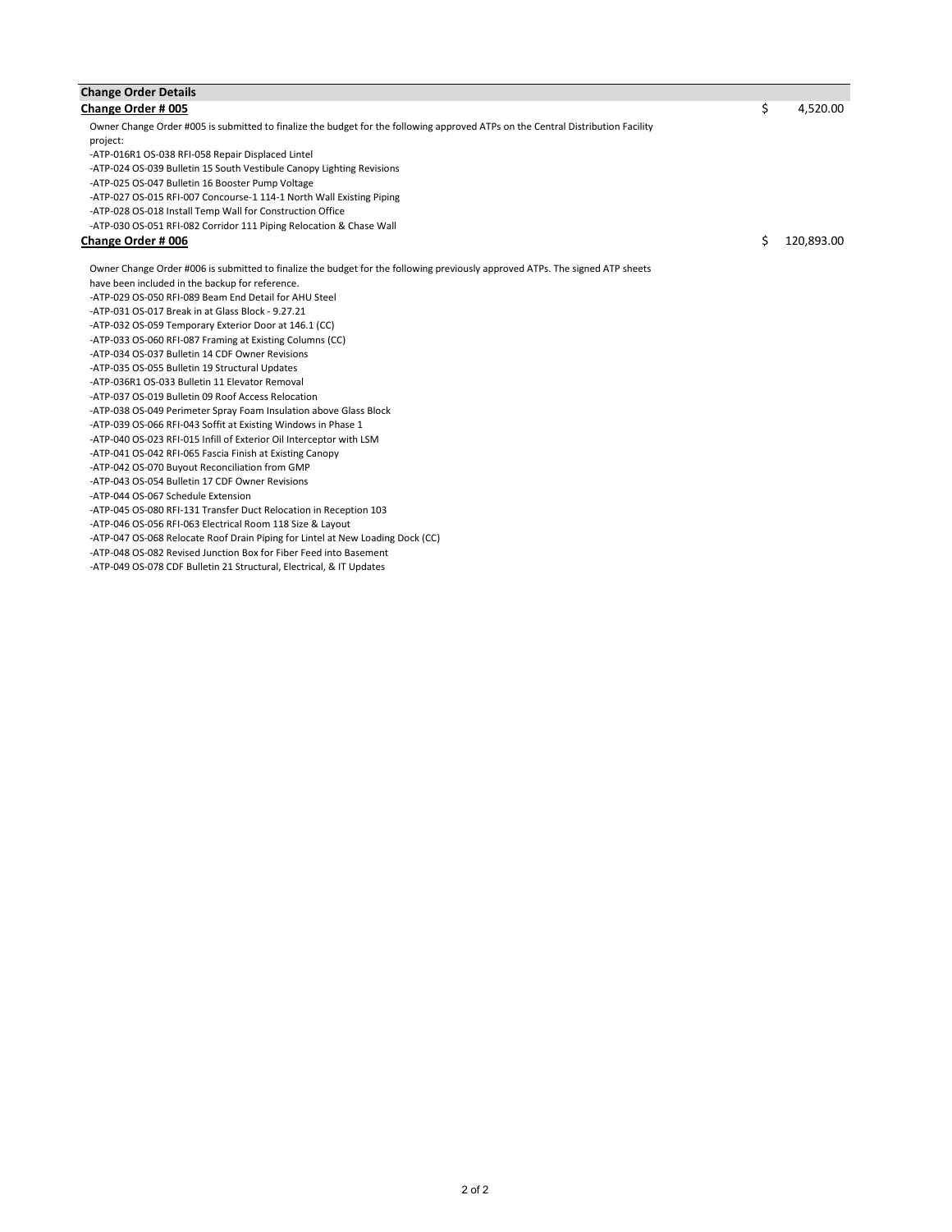## Change Order Details

### Change Order # 005 — $ 4,520.00

Owner Change Order #005 is submitted to finalize the budget for the following approved ATPs on the Central Distribution Facility project:

-ATP-016R1 OS-038 RFI-058 Repair Displaced Lintel
-ATP-024 OS-039 Bulletin 15 South Vestibule Canopy Lighting Revisions
-ATP-025 OS-047 Bulletin 16 Booster Pump Voltage
-ATP-027 OS-015 RFI-007 Concourse-1 114-1 North Wall Existing Piping
-ATP-028 OS-018 Install Temp Wall for Construction Office
-ATP-030 OS-051 RFI-082 Corridor 111 Piping Relocation & Chase Wall

### Change Order # 006 — $ 120,893.00

Owner Change Order #006 is submitted to finalize the budget for the following previously approved ATPs. The signed ATP sheets have been included in the backup for reference.

-ATP-029 OS-050 RFI-089 Beam End Detail for AHU Steel
-ATP-031 OS-017 Break in at Glass Block - 9.27.21
-ATP-032 OS-059 Temporary Exterior Door at 146.1 (CC)
-ATP-033 OS-060 RFI-087 Framing at Existing Columns (CC)
-ATP-034 OS-037 Bulletin 14 CDF Owner Revisions
-ATP-035 OS-055 Bulletin 19 Structural Updates
-ATP-036R1 OS-033 Bulletin 11 Elevator Removal
-ATP-037 OS-019 Bulletin 09 Roof Access Relocation
-ATP-038 OS-049 Perimeter Spray Foam Insulation above Glass Block
-ATP-039 OS-066 RFI-043 Soffit at Existing Windows in Phase 1
-ATP-040 OS-023 RFI-015 Infill of Exterior Oil Interceptor with LSM
-ATP-041 OS-042 RFI-065 Fascia Finish at Existing Canopy
-ATP-042 OS-070 Buyout Reconciliation from GMP
-ATP-043 OS-054 Bulletin 17 CDF Owner Revisions
-ATP-044 OS-067 Schedule Extension
-ATP-045 OS-080 RFI-131 Transfer Duct Relocation in Reception 103
-ATP-046 OS-056 RFI-063 Electrical Room 118 Size & Layout
-ATP-047 OS-068 Relocate Roof Drain Piping for Lintel at New Loading Dock (CC)
-ATP-048 OS-082 Revised Junction Box for Fiber Feed into Basement
-ATP-049 OS-078 CDF Bulletin 21 Structural, Electrical, & IT Updates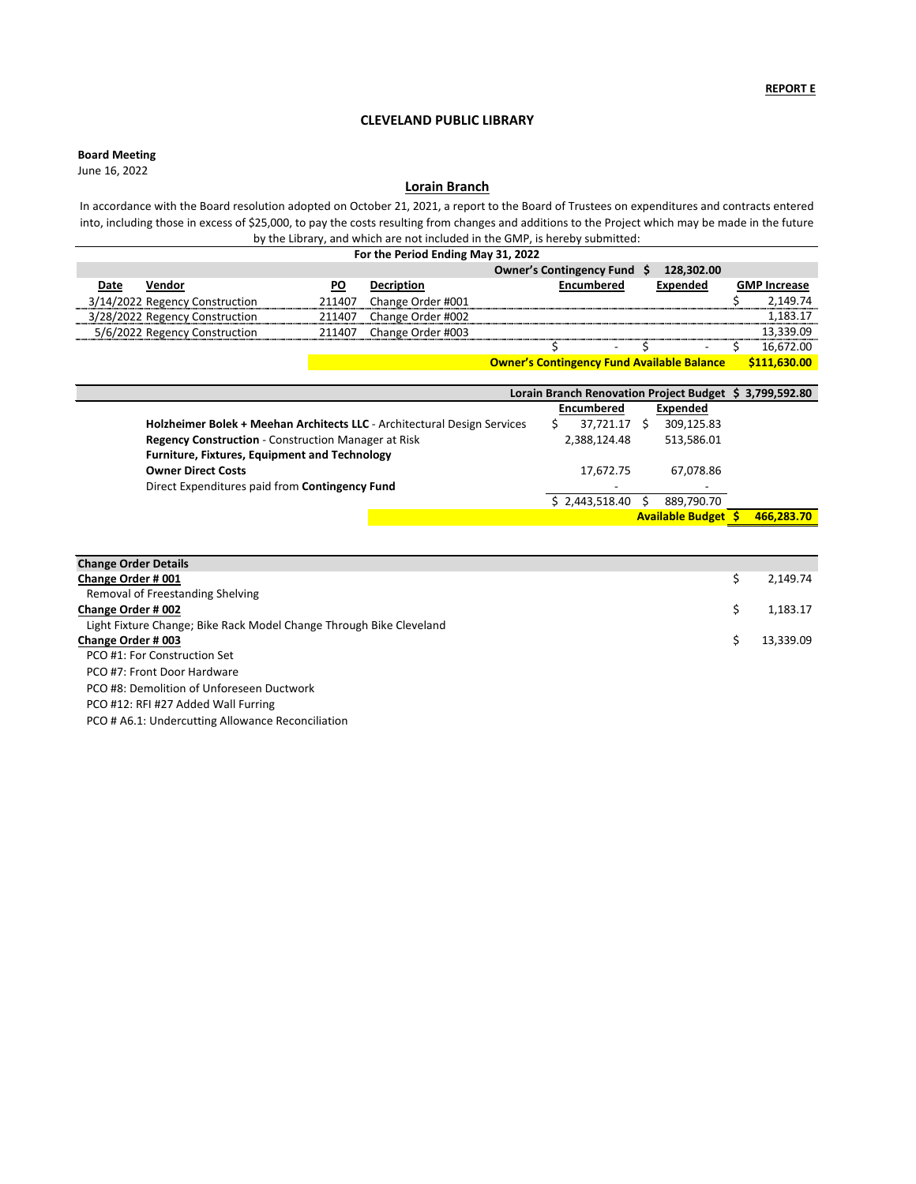**REPORT E**

# CLEVELAND PUBLIC LIBRARY

**Board Meeting**
June 16, 2022

## Lorain Branch

In accordance with the Board resolution adopted on October 21, 2021, a report to the Board of Trustees on expenditures and contracts entered into, including those in excess of $25,000, to pay the costs resulting from changes and additions to the Project which may be made in the future by the Library, and which are not included in the GMP, is hereby submitted:

**For the Period Ending May 31, 2022**

| | | | | **Owner's Contingency Fund** | **$ 128,302.00** | |
|---|---|---|---|---|---|---|
| **Date** | **Vendor** | **PO** | **Decription** | **Encumbered** | **Expended** | **GMP Increase** |
| 3/14/2022 | Regency Construction | 211407 | Change Order #001 | | | $ 2,149.74 |
| 3/28/2022 | Regency Construction | 211407 | Change Order #002 | | | 1,183.17 |
| 5/6/2022 | Regency Construction | 211407 | Change Order #003 | | | 13,339.09 |
| | | | | $ - | $ - | $ 16,672.00 |
| | | | | **Owner's Contingency Fund Available Balance** | | **$111,630.00** |

| | **Encumbered** | **Expended** |
|---|---|---|
| **Lorain Branch Renovation Project Budget $ 3,799,592.80** | | |
| **Holzheimer Bolek + Meehan Architects LLC** - Architectural Design Services | $ 37,721.17 | $ 309,125.83 |
| **Regency Construction** - Construction Manager at Risk | 2,388,124.48 | 513,586.01 |
| **Furniture, Fixtures, Equipment and Technology** | | |
| **Owner Direct Costs** | 17,672.75 | 67,078.86 |
| Direct Expenditures paid from **Contingency Fund** | - | - |
| | $ 2,443,518.40 | $ 889,790.70 |
| | **Available Budget** | **$ 466,283.70** |

| **Change Order Details** | |
|---|---|
| **Change Order # 001** | $ 2,149.74 |
| Removal of Freestanding Shelving | |
| **Change Order # 002** | $ 1,183.17 |
| Light Fixture Change; Bike Rack Model Change Through Bike Cleveland | |
| **Change Order # 003** | $ 13,339.09 |
| PCO #1: For Construction Set | |
| PCO #7: Front Door Hardware | |
| PCO #8: Demolition of Unforeseen Ductwork | |
| PCO #12: RFI #27 Added Wall Furring | |
| PCO # A6.1: Undercutting Allowance Reconciliation | |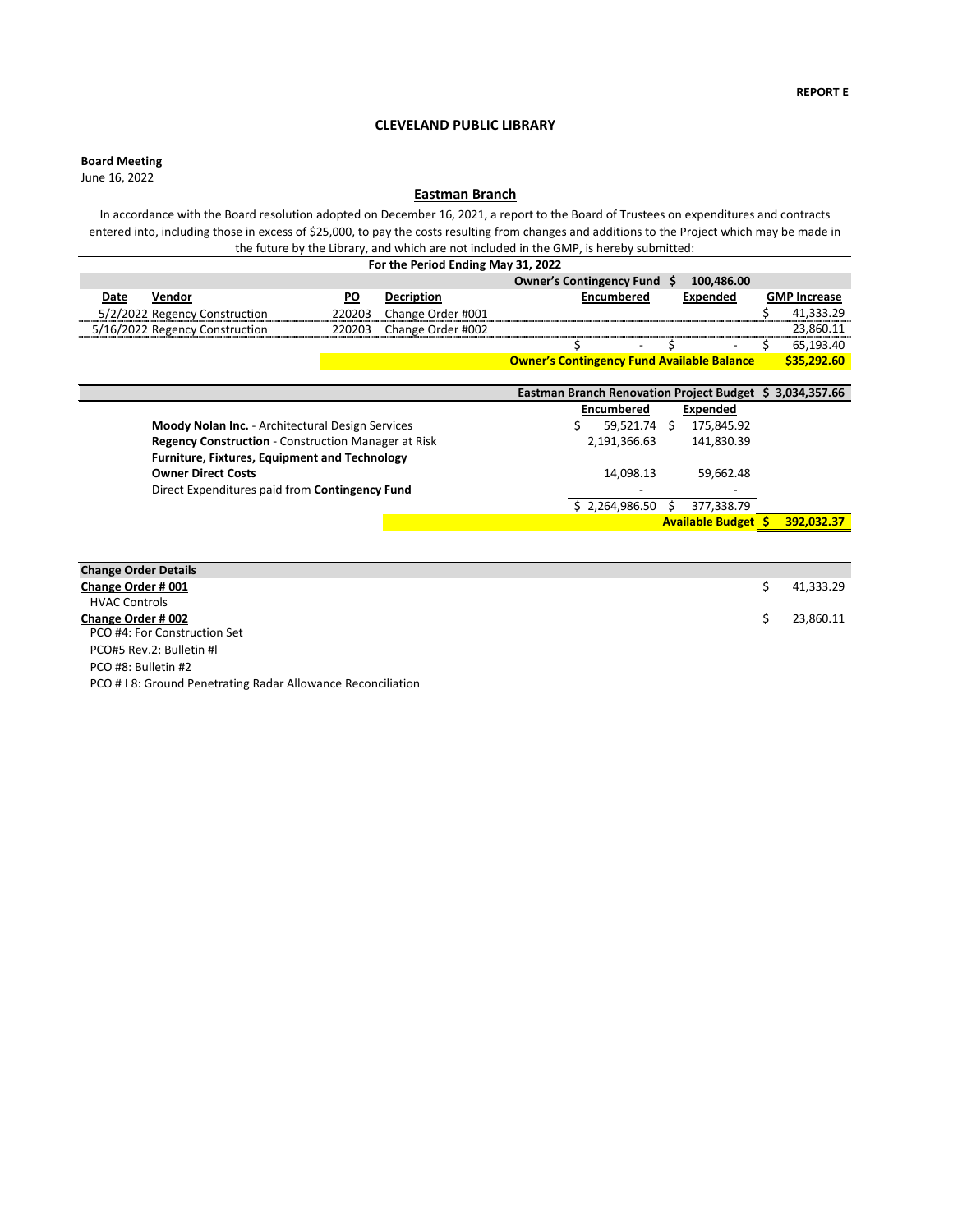**REPORT E**

## CLEVELAND PUBLIC LIBRARY

**Board Meeting**
June 16, 2022

### Eastman Branch

In accordance with the Board resolution adopted on December 16, 2021, a report to the Board of Trustees on expenditures and contracts entered into, including those in excess of $25,000, to pay the costs resulting from changes and additions to the Project which may be made in the future by the Library, and which are not included in the GMP, is hereby submitted:

**For the Period Ending May 31, 2022**

| Date | Vendor | PO | Decription | Encumbered | Expended | GMP Increase |
|---|---|---|---|---|---|---|
| | | | Owner's Contingency Fund | | $ 100,486.00 | |
| 5/2/2022 | Regency Construction | 220203 | Change Order #001 | | | $ 41,333.29 |
| 5/16/2022 | Regency Construction | 220203 | Change Order #002 | | | 23,860.11 |
| | | | | $ - | $ - | $ 65,193.40 |
| | | | **Owner's Contingency Fund Available Balance** | | | **$35,292.60** |

| | Encumbered | Expended |
|---|---|---|
| **Eastman Branch Renovation Project Budget** | | $ 3,034,357.66 |
| **Moody Nolan Inc.** - Architectural Design Services | $ 59,521.74 | $ 175,845.92 |
| **Regency Construction** - Construction Manager at Risk | 2,191,366.63 | 141,830.39 |
| **Furniture, Fixtures, Equipment and Technology** | | |
| **Owner Direct Costs** | 14,098.13 | 59,662.48 |
| Direct Expenditures paid from **Contingency Fund** | - | - |
| | $ 2,264,986.50 | $ 377,338.79 |
| **Available Budget** | | **$ 392,032.37** |

| Change Order Details | |
|---|---|
| **Change Order # 001** | $ 41,333.29 |
| HVAC Controls | |
| **Change Order # 002** | $ 23,860.11 |
| PCO #4: For Construction Set | |
| PCO#5 Rev.2: Bulletin #l | |
| PCO #8: Bulletin #2 | |
| PCO # I 8: Ground Penetrating Radar Allowance Reconciliation | |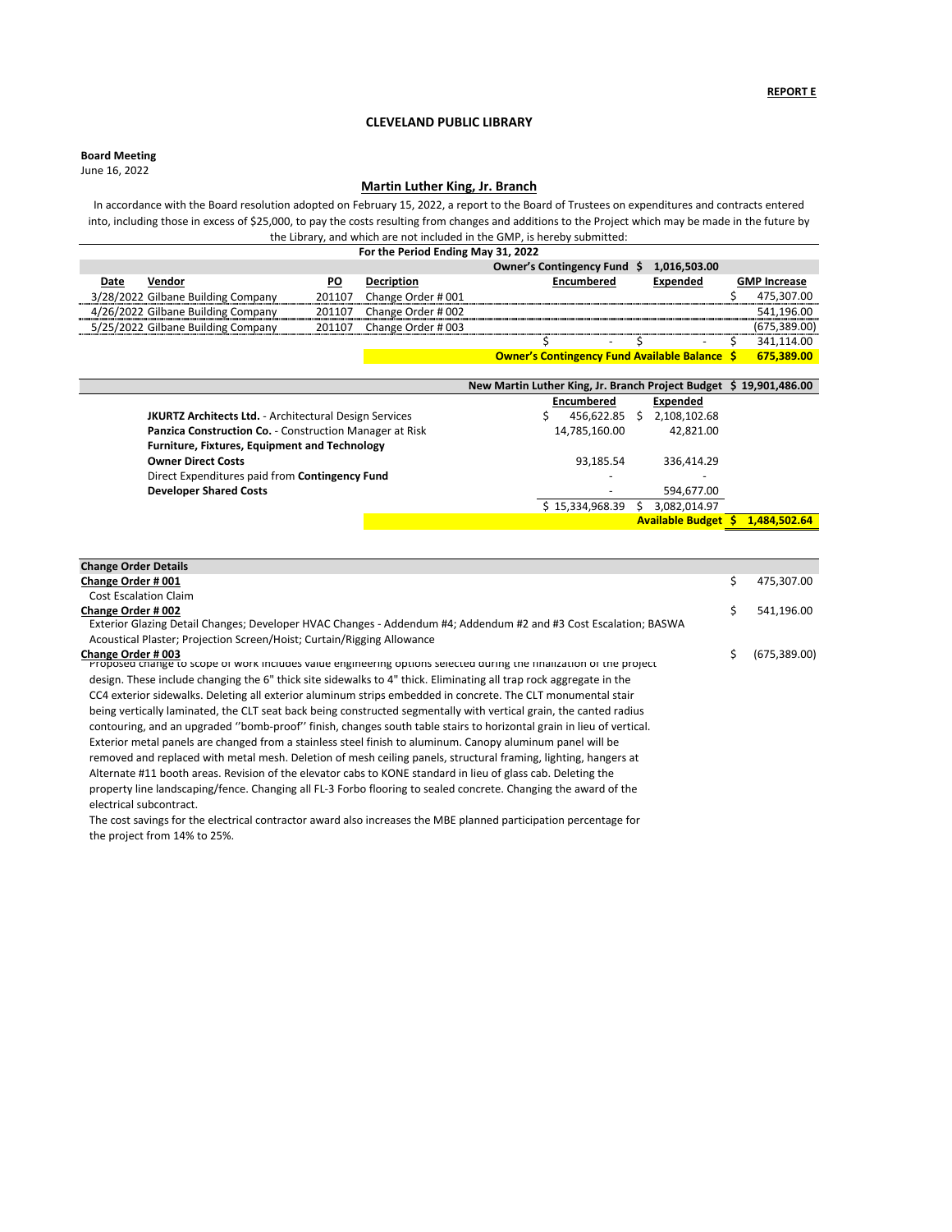**REPORT E**

## CLEVELAND PUBLIC LIBRARY

**Board Meeting**
June 16, 2022

### Martin Luther King, Jr. Branch

In accordance with the Board resolution adopted on February 15, 2022, a report to the Board of Trustees on expenditures and contracts entered into, including those in excess of $25,000, to pay the costs resulting from changes and additions to the Project which may be made in the future by the Library, and which are not included in the GMP, is hereby submitted:

**For the Period Ending May 31, 2022**

| | | | | **Owner's Contingency Fund** | **$ 1,016,503.00** | |
|---|---|---|---|---|---|---|
| **Date** | **Vendor** | **PO** | **Decription** | **Encumbered** | **Expended** | **GMP Increase** |
| 3/28/2022 | Gilbane Building Company | 201107 | Change Order # 001 | | | $ 475,307.00 |
| 4/26/2022 | Gilbane Building Company | 201107 | Change Order # 002 | | | 541,196.00 |
| 5/25/2022 | Gilbane Building Company | 201107 | Change Order # 003 | | | (675,389.00) |
| | | | | $ - | $ - | $ 341,114.00 |
| | | | | **Owner's Contingency Fund Available Balance** | | **$ 675,389.00** |

| **New Martin Luther King, Jr. Branch Project Budget** | | | **$ 19,901,486.00** |
|---|---|---|---|
| | **Encumbered** | **Expended** | |
| **JKURTZ Architects Ltd.** - Architectural Design Services | $ 456,622.85 | $ 2,108,102.68 | |
| **Panzica Construction Co.** - Construction Manager at Risk | 14,785,160.00 | 42,821.00 | |
| **Furniture, Fixtures, Equipment and Technology** | | | |
| **Owner Direct Costs** | 93,185.54 | 336,414.29 | |
| Direct Expenditures paid from **Contingency Fund** | - | - | |
| **Developer Shared Costs** | - | 594,677.00 | |
| | $ 15,334,968.39 | $ 3,082,014.97 | |
| | | **Available Budget** | **$ 1,484,502.64** |

**Change Order Details**

**Change Order # 001** — $ 475,307.00

Cost Escalation Claim

**Change Order # 002** — $ 541,196.00

Exterior Glazing Detail Changes; Developer HVAC Changes - Addendum #4; Addendum #2 and #3 Cost Escalation; BASWA Acoustical Plaster; Projection Screen/Hoist; Curtain/Rigging Allowance

**Change Order # 003** — $ (675,389.00)

Proposed change to scope of work includes value engineering options selected during the finalization of the project design. These include changing the 6" thick site sidewalks to 4" thick. Eliminating all trap rock aggregate in the CC4 exterior sidewalks. Deleting all exterior aluminum strips embedded in concrete. The CLT monumental stair being vertically laminated, the CLT seat back being constructed segmentally with vertical grain, the canted radius contouring, and an upgraded ''bomb-proof'' finish, changes south table stairs to horizontal grain in lieu of vertical. Exterior metal panels are changed from a stainless steel finish to aluminum. Canopy aluminum panel will be removed and replaced with metal mesh. Deletion of mesh ceiling panels, structural framing, lighting, hangers at Alternate #11 booth areas. Revision of the elevator cabs to KONE standard in lieu of glass cab. Deleting the property line landscaping/fence. Changing all FL-3 Forbo flooring to sealed concrete. Changing the award of the electrical subcontract.

The cost savings for the electrical contractor award also increases the MBE planned participation percentage for the project from 14% to 25%.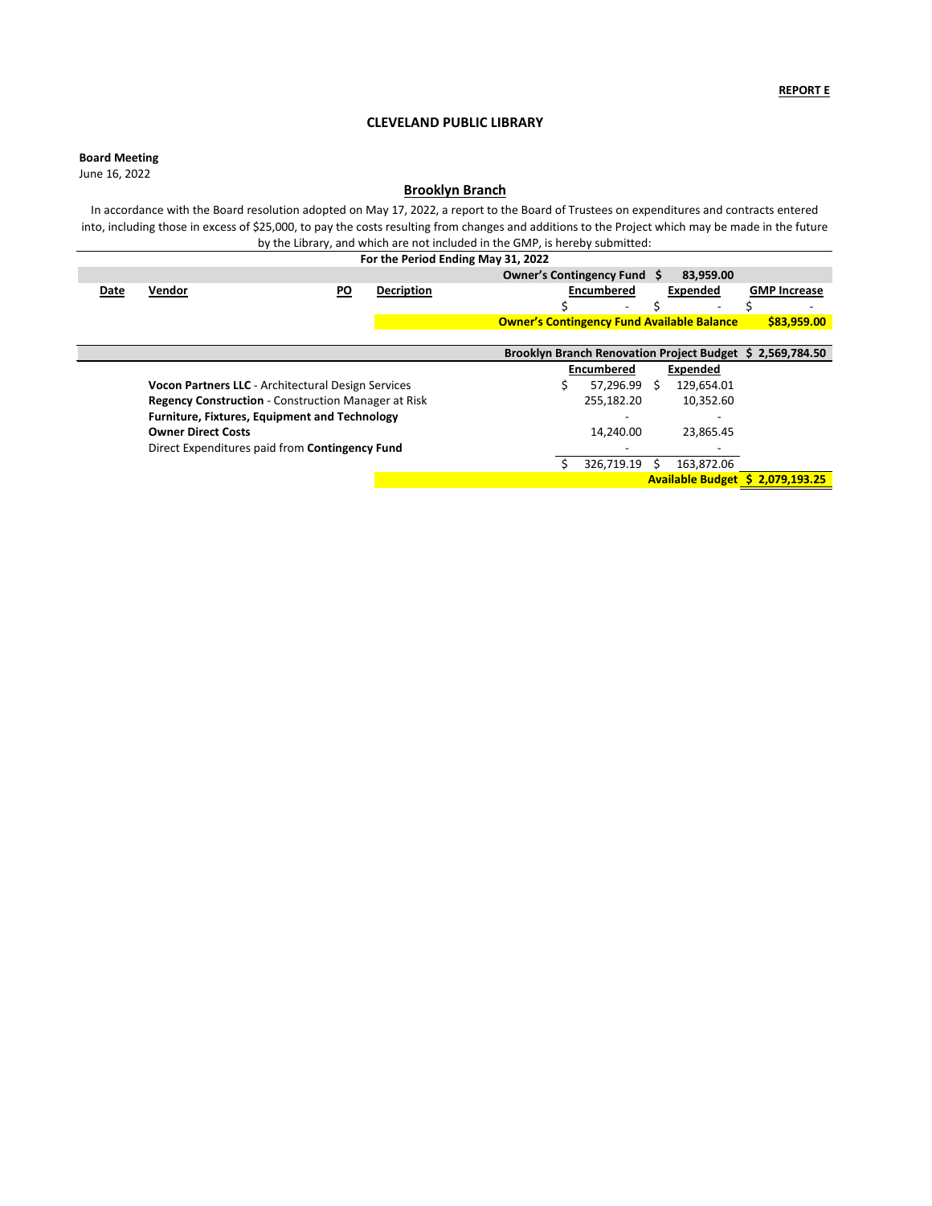**REPORT E**

**CLEVELAND PUBLIC LIBRARY**

**Board Meeting**
June 16, 2022

## Brooklyn Branch

In accordance with the Board resolution adopted on May 17, 2022, a report to the Board of Trustees on expenditures and contracts entered into, including those in excess of $25,000, to pay the costs resulting from changes and additions to the Project which may be made in the future by the Library, and which are not included in the GMP, is hereby submitted:

**For the Period Ending May 31, 2022**

| | | | | | | |
|---|---|---|---|---|---|---|
| | | | | **Owner's Contingency Fund** | **$ 83,959.00** | |
| **Date** | **Vendor** | **PO** | **Decription** | **Encumbered** | **Expended** | **GMP Increase** |
| | | | | $ - | $ - | $ - |
| | | | | **Owner's Contingency Fund Available Balance** | | **$83,959.00** |

| | | | |
|---|---|---|---|
| | | **Brooklyn Branch Renovation Project Budget** | **$ 2,569,784.50** |
| | **Encumbered** | **Expended** | |
| **Vocon Partners LLC** - Architectural Design Services | $ 57,296.99 | $ 129,654.01 | |
| **Regency Construction** - Construction Manager at Risk | 255,182.20 | 10,352.60 | |
| **Furniture, Fixtures, Equipment and Technology** | - | - | |
| **Owner Direct Costs** | 14,240.00 | 23,865.45 | |
| Direct Expenditures paid from **Contingency Fund** | - | - | |
| | $ 326,719.19 | $ 163,872.06 | |
| | | **Available Budget** | **$ 2,079,193.25** |